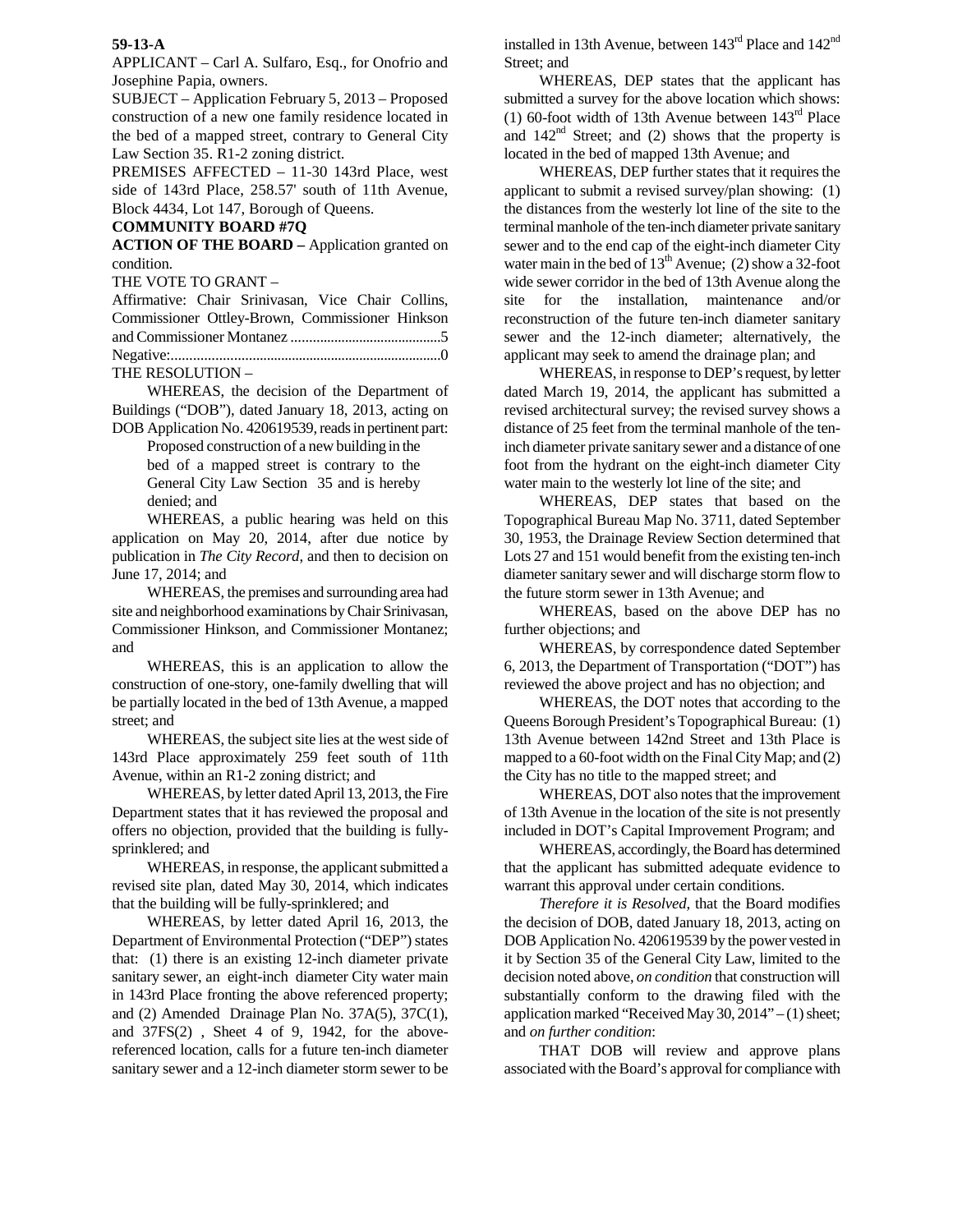**59-13-A**

APPLICANT – Carl A. Sulfaro, Esq., for Onofrio and Josephine Papia, owners.

SUBJECT – Application February 5, 2013 – Proposed construction of a new one family residence located in the bed of a mapped street, contrary to General City Law Section 35. R1-2 zoning district.

PREMISES AFFECTED – 11-30 143rd Place, west side of 143rd Place, 258.57' south of 11th Avenue, Block 4434, Lot 147, Borough of Queens.

**COMMUNITY BOARD #7Q**

**ACTION OF THE BOARD –** Application granted on condition.

THE VOTE TO GRANT –

Affirmative: Chair Srinivasan, Vice Chair Collins, Commissioner Ottley-Brown, Commissioner Hinkson and Commissioner Montanez ..........................................5

Negative:..........................................................................0

THE RESOLUTION –

WHEREAS, the decision of the Department of Buildings ("DOB"), dated January 18, 2013, acting on DOB Application No. 420619539, reads in pertinent part:

> Proposed construction of a new building in the bed of a mapped street is contrary to the General City Law Section 35 and is hereby denied; and

WHEREAS, a public hearing was held on this application on May 20, 2014, after due notice by publication in *The City Record*, and then to decision on June 17, 2014; and

WHEREAS, the premises and surrounding area had site and neighborhood examinations by Chair Srinivasan, Commissioner Hinkson, and Commissioner Montanez; and

WHEREAS, this is an application to allow the construction of one-story, one-family dwelling that will be partially located in the bed of 13th Avenue, a mapped street; and

WHEREAS, the subject site lies at the west side of 143rd Place approximately 259 feet south of 11th Avenue, within an R1-2 zoning district; and

WHEREAS, by letter dated April 13, 2013, the Fire Department states that it has reviewed the proposal and offers no objection, provided that the building is fully-sprinklered; and

WHEREAS, in response, the applicant submitted a revised site plan, dated May 30, 2014, which indicates that the building will be fully-sprinklered; and

WHEREAS, by letter dated April 16, 2013, the Department of Environmental Protection ("DEP") states that: (1) there is an existing 12-inch diameter private sanitary sewer, an eight-inch diameter City water main in 143rd Place fronting the above referenced property; and (2) Amended Drainage Plan No. 37A(5), 37C(1), and 37FS(2) , Sheet 4 of 9, 1942, for the above-referenced location, calls for a future ten-inch diameter sanitary sewer and a 12-inch diameter storm sewer to be installed in 13th Avenue, between 143rd Place and 142nd Street; and

WHEREAS, DEP states that the applicant has submitted a survey for the above location which shows: (1) 60-foot width of 13th Avenue between 143rd Place and 142nd Street; and (2) shows that the property is located in the bed of mapped 13th Avenue; and

WHEREAS, DEP further states that it requires the applicant to submit a revised survey/plan showing: (1) the distances from the westerly lot line of the site to the terminal manhole of the ten-inch diameter private sanitary sewer and to the end cap of the eight-inch diameter City water main in the bed of 13th Avenue; (2) show a 32-foot wide sewer corridor in the bed of 13th Avenue along the site for the installation, maintenance and/or reconstruction of the future ten-inch diameter sanitary sewer and the 12-inch diameter; alternatively, the applicant may seek to amend the drainage plan; and

WHEREAS, in response to DEP's request, by letter dated March 19, 2014, the applicant has submitted a revised architectural survey; the revised survey shows a distance of 25 feet from the terminal manhole of the ten-inch diameter private sanitary sewer and a distance of one foot from the hydrant on the eight-inch diameter City water main to the westerly lot line of the site; and

WHEREAS, DEP states that based on the Topographical Bureau Map No. 3711, dated September 30, 1953, the Drainage Review Section determined that Lots 27 and 151 would benefit from the existing ten-inch diameter sanitary sewer and will discharge storm flow to the future storm sewer in 13th Avenue; and

WHEREAS, based on the above DEP has no further objections; and

WHEREAS, by correspondence dated September 6, 2013, the Department of Transportation ("DOT") has reviewed the above project and has no objection; and

WHEREAS, the DOT notes that according to the Queens Borough President's Topographical Bureau: (1) 13th Avenue between 142nd Street and 13th Place is mapped to a 60-foot width on the Final City Map; and (2) the City has no title to the mapped street; and

WHEREAS, DOT also notes that the improvement of 13th Avenue in the location of the site is not presently included in DOT's Capital Improvement Program; and

WHEREAS, accordingly, the Board has determined that the applicant has submitted adequate evidence to warrant this approval under certain conditions.

*Therefore it is Resolved*, that the Board modifies the decision of DOB, dated January 18, 2013, acting on DOB Application No. 420619539 by the power vested in it by Section 35 of the General City Law, limited to the decision noted above, *on condition* that construction will substantially conform to the drawing filed with the application marked "Received May 30, 2014" – (1) sheet; and *on further condition*:

THAT DOB will review and approve plans associated with the Board's approval for compliance with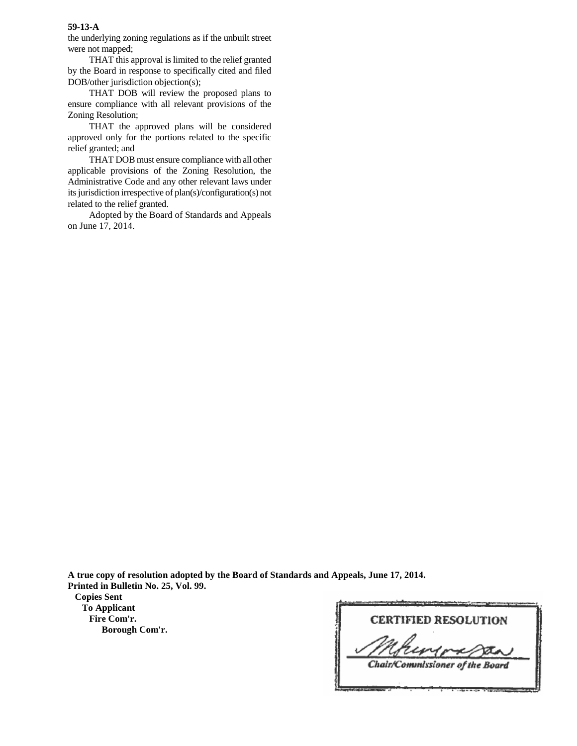**59-13-A**

the underlying zoning regulations as if the unbuilt street were not mapped;

THAT this approval is limited to the relief granted by the Board in response to specifically cited and filed DOB/other jurisdiction objection(s);

THAT DOB will review the proposed plans to ensure compliance with all relevant provisions of the Zoning Resolution;

THAT the approved plans will be considered approved only for the portions related to the specific relief granted; and

THAT DOB must ensure compliance with all other applicable provisions of the Zoning Resolution, the Administrative Code and any other relevant laws under its jurisdiction irrespective of plan(s)/configuration(s) not related to the relief granted.

Adopted by the Board of Standards and Appeals on June 17, 2014.

**A true copy of resolution adopted by the Board of Standards and Appeals, June 17, 2014.**
**Printed in Bulletin No. 25, Vol. 99.**

**Copies Sent**
**To Applicant**
**Fire Com'r.**
**Borough Com'r.**

CERTIFIED RESOLUTION

*Chair/Commissioner of the Board*